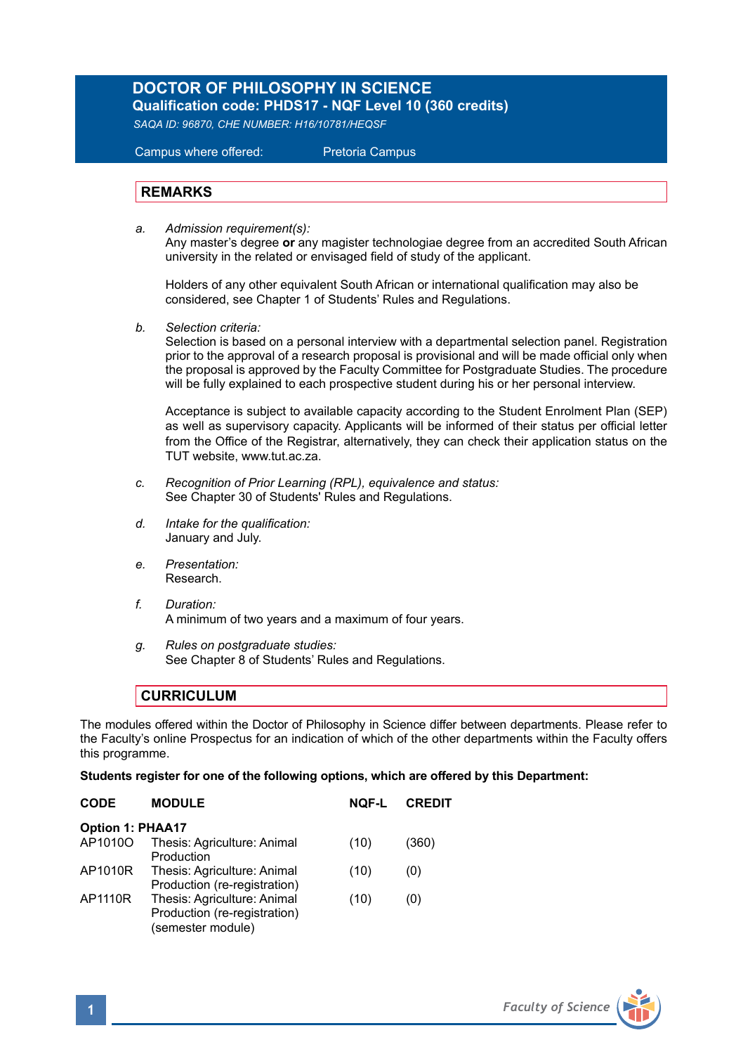# DOCTOR OF PHILOSOPHY IN SCIENCE

**Qualification code: PHDS17 - NQF Level 10 (360 credits)**

*SAQA ID: 96870, CHE NUMBER: H16/10781/HEQSF*

Campus where offered: Pretoria Campus

## REMARKS

a. *Admission requirement(s):*
Any master's degree **or** any magister technologiae degree from an accredited South African university in the related or envisaged field of study of the applicant.

Holders of any other equivalent South African or international qualification may also be considered, see Chapter 1 of Students' Rules and Regulations.

b. *Selection criteria:*
Selection is based on a personal interview with a departmental selection panel. Registration prior to the approval of a research proposal is provisional and will be made official only when the proposal is approved by the Faculty Committee for Postgraduate Studies. The procedure will be fully explained to each prospective student during his or her personal interview.

Acceptance is subject to available capacity according to the Student Enrolment Plan (SEP) as well as supervisory capacity. Applicants will be informed of their status per official letter from the Office of the Registrar, alternatively, they can check their application status on the TUT website, www.tut.ac.za.

c. *Recognition of Prior Learning (RPL), equivalence and status:*
See Chapter 30 of Students' Rules and Regulations.

d. *Intake for the qualification:*
January and July.

e. *Presentation:*
Research.

f. *Duration:*
A minimum of two years and a maximum of four years.

g. *Rules on postgraduate studies:*
See Chapter 8 of Students' Rules and Regulations.

## CURRICULUM

The modules offered within the Doctor of Philosophy in Science differ between departments. Please refer to the Faculty's online Prospectus for an indication of which of the other departments within the Faculty offers this programme.

**Students register for one of the following options, which are offered by this Department:**

| CODE | MODULE | NQF-L | CREDIT |
|---|---|---|---|
| **Option 1: PHAA17** | | | |
| AP1010O | Thesis: Agriculture: Animal Production | (10) | (360) |
| AP1010R | Thesis: Agriculture: Animal Production (re-registration) | (10) | (0) |
| AP1110R | Thesis: Agriculture: Animal Production (re-registration) (semester module) | (10) | (0) |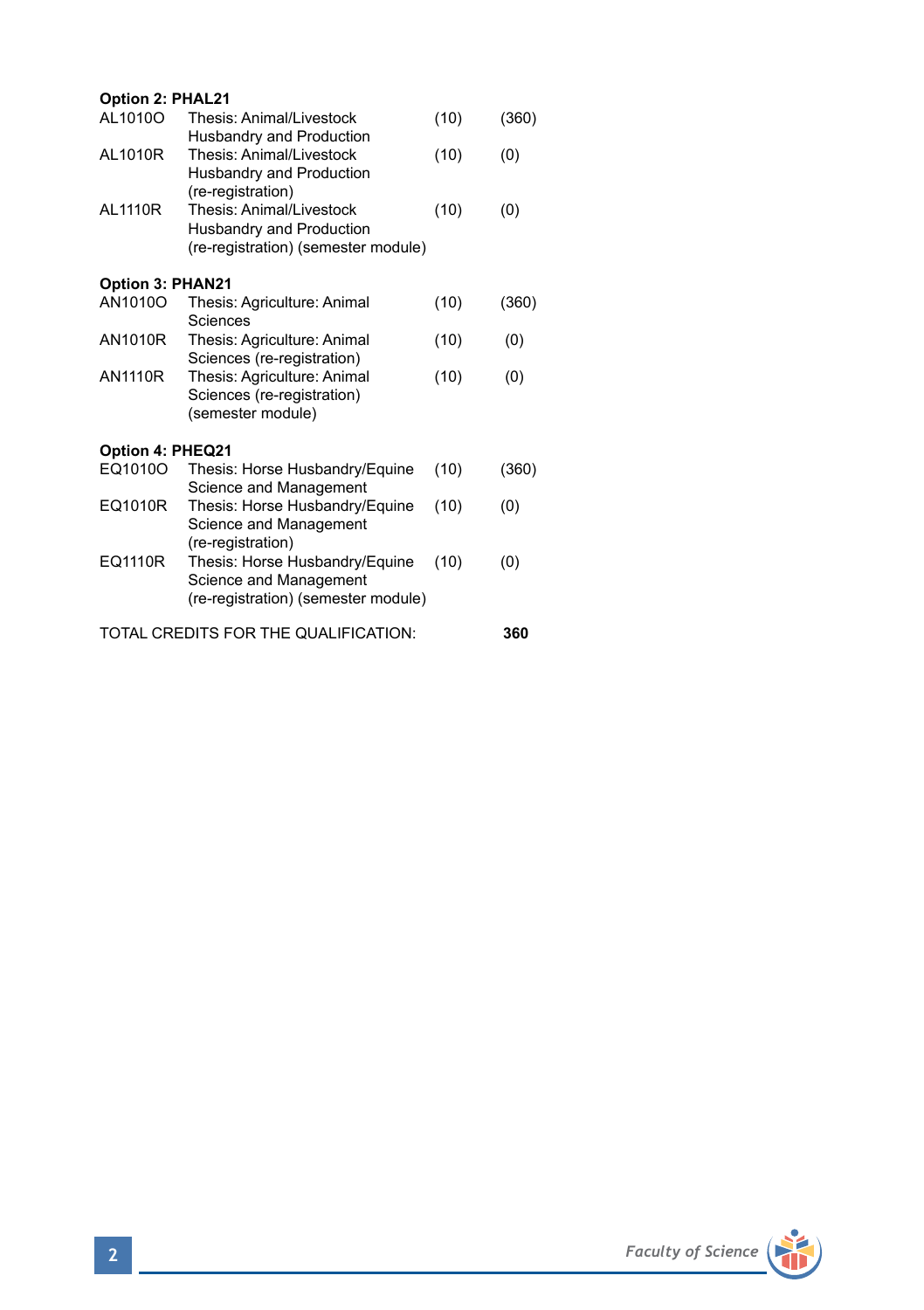**Option 2: PHAL21**

| | | | |
|---|---|---|---|
| AL1010O | Thesis: Animal/Livestock Husbandry and Production | (10) | (360) |
| AL1010R | Thesis: Animal/Livestock Husbandry and Production (re-registration) | (10) | (0) |
| AL1110R | Thesis: Animal/Livestock Husbandry and Production (re-registration) (semester module) | (10) | (0) |

**Option 3: PHAN21**

| | | | |
|---|---|---|---|
| AN1010O | Thesis: Agriculture: Animal Sciences | (10) | (360) |
| AN1010R | Thesis: Agriculture: Animal Sciences (re-registration) | (10) | (0) |
| AN1110R | Thesis: Agriculture: Animal Sciences (re-registration) (semester module) | (10) | (0) |

**Option 4: PHEQ21**

| | | | |
|---|---|---|---|
| EQ1010O | Thesis: Horse Husbandry/Equine Science and Management | (10) | (360) |
| EQ1010R | Thesis: Horse Husbandry/Equine Science and Management (re-registration) | (10) | (0) |
| EQ1110R | Thesis: Horse Husbandry/Equine Science and Management (re-registration) (semester module) | (10) | (0) |

TOTAL CREDITS FOR THE QUALIFICATION: **360**